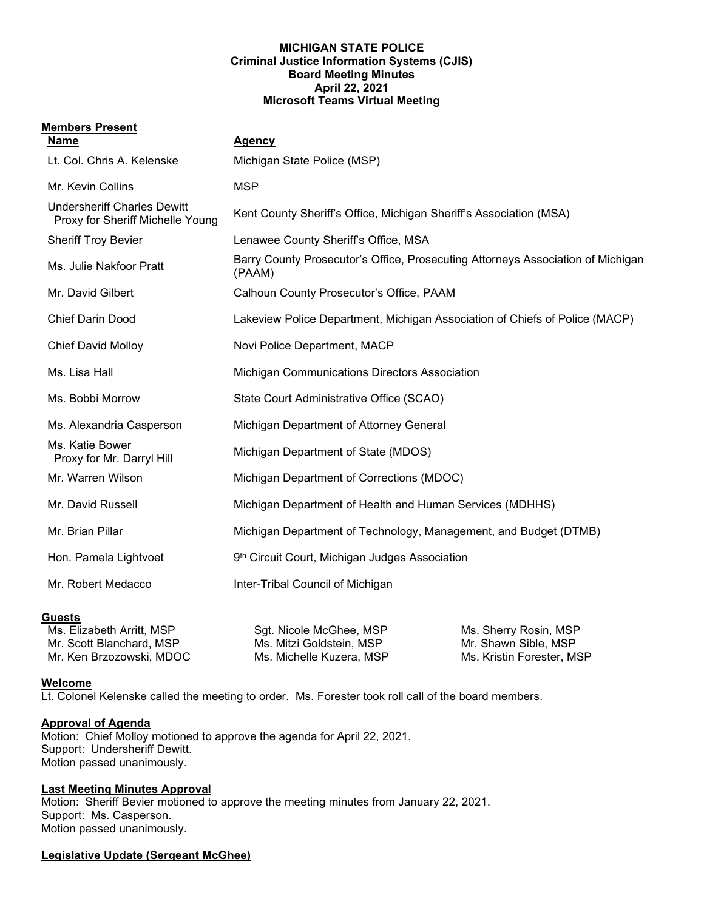**MICHIGAN STATE POLICE**
**Criminal Justice Information Systems (CJIS)**
**Board Meeting Minutes**
**April 22, 2021**
**Microsoft Teams Virtual Meeting**

**Members Present**

| **Name** | **Agency** |
|---|---|
| Lt. Col. Chris A. Kelenske | Michigan State Police (MSP) |
| Mr. Kevin Collins | MSP |
| Undersheriff Charles Dewitt Proxy for Sheriff Michelle Young | Kent County Sheriff's Office, Michigan Sheriff's Association (MSA) |
| Sheriff Troy Bevier | Lenawee County Sheriff's Office, MSA |
| Ms. Julie Nakfoor Pratt | Barry County Prosecutor's Office, Prosecuting Attorneys Association of Michigan (PAAM) |
| Mr. David Gilbert | Calhoun County Prosecutor's Office, PAAM |
| Chief Darin Dood | Lakeview Police Department, Michigan Association of Chiefs of Police (MACP) |
| Chief David Molloy | Novi Police Department, MACP |
| Ms. Lisa Hall | Michigan Communications Directors Association |
| Ms. Bobbi Morrow | State Court Administrative Office (SCAO) |
| Ms. Alexandria Casperson | Michigan Department of Attorney General |
| Ms. Katie Bower Proxy for Mr. Darryl Hill | Michigan Department of State (MDOS) |
| Mr. Warren Wilson | Michigan Department of Corrections (MDOC) |
| Mr. David Russell | Michigan Department of Health and Human Services (MDHHS) |
| Mr. Brian Pillar | Michigan Department of Technology, Management, and Budget (DTMB) |
| Hon. Pamela Lightvoet | 9th Circuit Court, Michigan Judges Association |
| Mr. Robert Medacco | Inter-Tribal Council of Michigan |

**Guests**

Ms. Elizabeth Arritt, MSP
Mr. Scott Blanchard, MSP
Mr. Ken Brzozowski, MDOC
Sgt. Nicole McGhee, MSP
Ms. Mitzi Goldstein, MSP
Ms. Michelle Kuzera, MSP
Ms. Sherry Rosin, MSP
Mr. Shawn Sible, MSP
Ms. Kristin Forester, MSP

**Welcome**

Lt. Colonel Kelenske called the meeting to order. Ms. Forester took roll call of the board members.

**Approval of Agenda**

Motion: Chief Molloy motioned to approve the agenda for April 22, 2021.
Support: Undersheriff Dewitt.
Motion passed unanimously.

**Last Meeting Minutes Approval**

Motion: Sheriff Bevier motioned to approve the meeting minutes from January 22, 2021.
Support: Ms. Casperson.
Motion passed unanimously.

**Legislative Update (Sergeant McGhee)**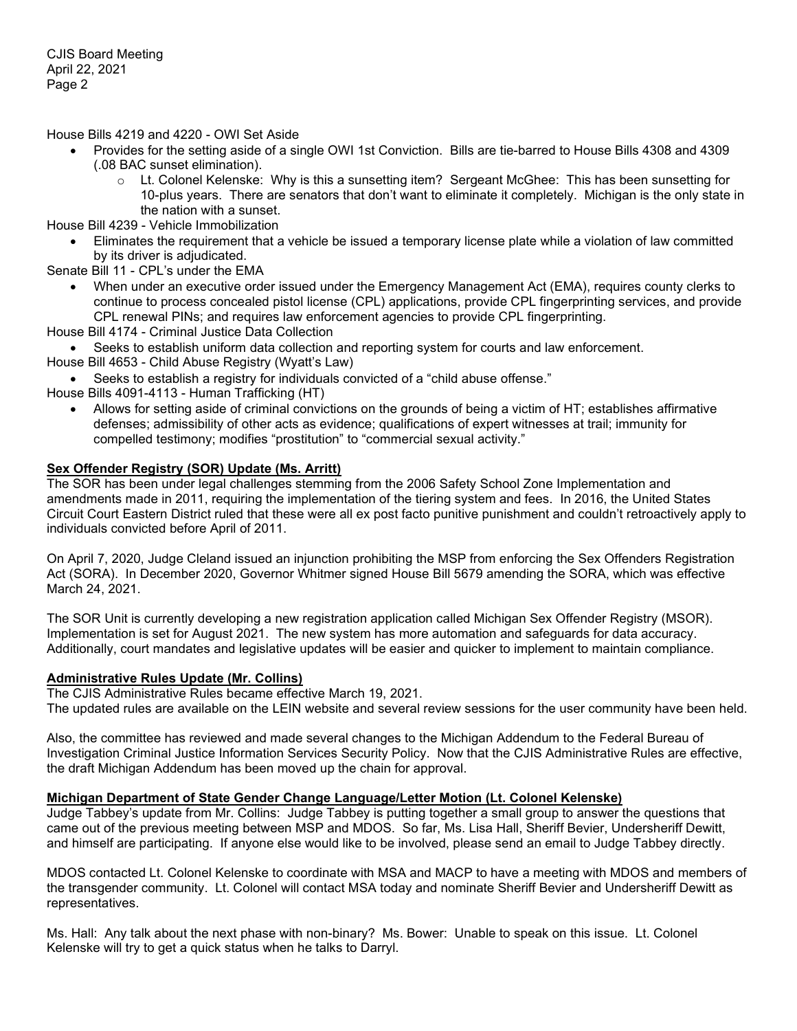House Bills 4219 and 4220 - OWI Set Aside

- Provides for the setting aside of a single OWI 1st Conviction. Bills are tie-barred to House Bills 4308 and 4309 (.08 BAC sunset elimination).
  - Lt. Colonel Kelenske: Why is this a sunsetting item? Sergeant McGhee: This has been sunsetting for 10-plus years. There are senators that don't want to eliminate it completely. Michigan is the only state in the nation with a sunset.

House Bill 4239 - Vehicle Immobilization

- Eliminates the requirement that a vehicle be issued a temporary license plate while a violation of law committed by its driver is adjudicated.

Senate Bill 11 - CPL's under the EMA

- When under an executive order issued under the Emergency Management Act (EMA), requires county clerks to continue to process concealed pistol license (CPL) applications, provide CPL fingerprinting services, and provide CPL renewal PINs; and requires law enforcement agencies to provide CPL fingerprinting.

House Bill 4174 - Criminal Justice Data Collection

- Seeks to establish uniform data collection and reporting system for courts and law enforcement.

House Bill 4653 - Child Abuse Registry (Wyatt's Law)

- Seeks to establish a registry for individuals convicted of a "child abuse offense."

House Bills 4091-4113 - Human Trafficking (HT)

- Allows for setting aside of criminal convictions on the grounds of being a victim of HT; establishes affirmative defenses; admissibility of other acts as evidence; qualifications of expert witnesses at trail; immunity for compelled testimony; modifies "prostitution" to "commercial sexual activity."

**Sex Offender Registry (SOR) Update (Ms. Arritt)**

The SOR has been under legal challenges stemming from the 2006 Safety School Zone Implementation and amendments made in 2011, requiring the implementation of the tiering system and fees. In 2016, the United States Circuit Court Eastern District ruled that these were all ex post facto punitive punishment and couldn't retroactively apply to individuals convicted before April of 2011.

On April 7, 2020, Judge Cleland issued an injunction prohibiting the MSP from enforcing the Sex Offenders Registration Act (SORA). In December 2020, Governor Whitmer signed House Bill 5679 amending the SORA, which was effective March 24, 2021.

The SOR Unit is currently developing a new registration application called Michigan Sex Offender Registry (MSOR). Implementation is set for August 2021. The new system has more automation and safeguards for data accuracy. Additionally, court mandates and legislative updates will be easier and quicker to implement to maintain compliance.

**Administrative Rules Update (Mr. Collins)**

The CJIS Administrative Rules became effective March 19, 2021.
The updated rules are available on the LEIN website and several review sessions for the user community have been held.

Also, the committee has reviewed and made several changes to the Michigan Addendum to the Federal Bureau of Investigation Criminal Justice Information Services Security Policy. Now that the CJIS Administrative Rules are effective, the draft Michigan Addendum has been moved up the chain for approval.

**Michigan Department of State Gender Change Language/Letter Motion (Lt. Colonel Kelenske)**

Judge Tabbey's update from Mr. Collins: Judge Tabbey is putting together a small group to answer the questions that came out of the previous meeting between MSP and MDOS. So far, Ms. Lisa Hall, Sheriff Bevier, Undersheriff Dewitt, and himself are participating. If anyone else would like to be involved, please send an email to Judge Tabbey directly.

MDOS contacted Lt. Colonel Kelenske to coordinate with MSA and MACP to have a meeting with MDOS and members of the transgender community. Lt. Colonel will contact MSA today and nominate Sheriff Bevier and Undersheriff Dewitt as representatives.

Ms. Hall: Any talk about the next phase with non-binary? Ms. Bower: Unable to speak on this issue. Lt. Colonel Kelenske will try to get a quick status when he talks to Darryl.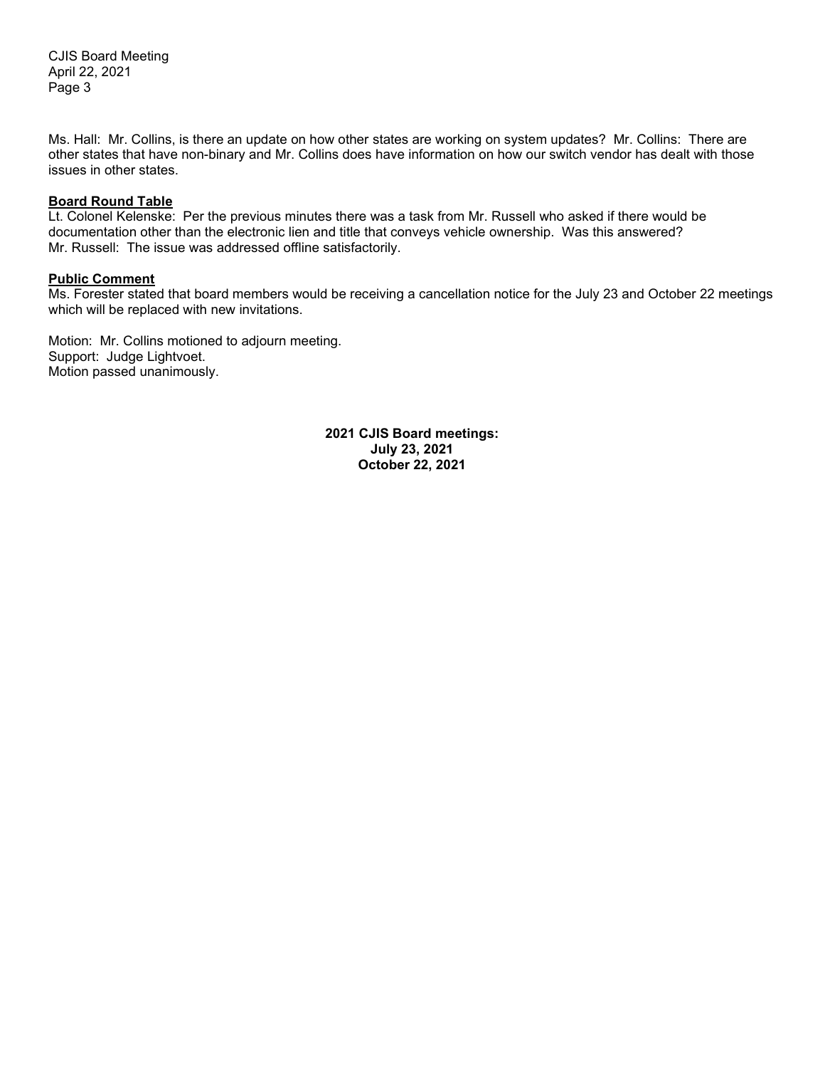Ms. Hall: Mr. Collins, is there an update on how other states are working on system updates? Mr. Collins: There are other states that have non-binary and Mr. Collins does have information on how our switch vendor has dealt with those issues in other states.

**Board Round Table**

Lt. Colonel Kelenske: Per the previous minutes there was a task from Mr. Russell who asked if there would be documentation other than the electronic lien and title that conveys vehicle ownership. Was this answered?
Mr. Russell: The issue was addressed offline satisfactorily.

**Public Comment**

Ms. Forester stated that board members would be receiving a cancellation notice for the July 23 and October 22 meetings which will be replaced with new invitations.

Motion: Mr. Collins motioned to adjourn meeting.
Support: Judge Lightvoet.
Motion passed unanimously.

**2021 CJIS Board meetings:**
**July 23, 2021**
**October 22, 2021**